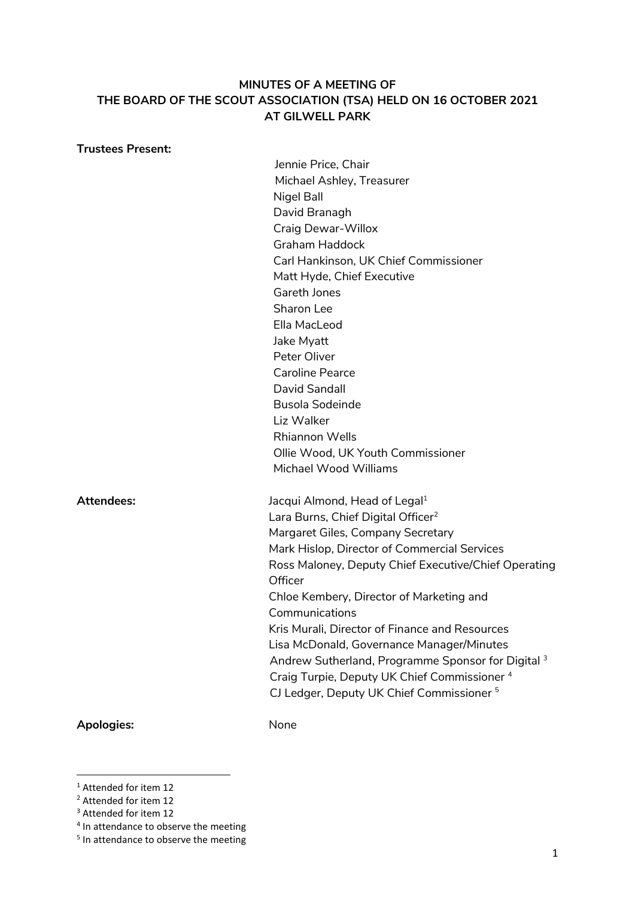**MINUTES OF A MEETING OF**
**THE BOARD OF THE SCOUT ASSOCIATION (TSA) HELD ON 16 OCTOBER 2021**
**AT GILWELL PARK**

**Trustees Present:**

Jennie Price, Chair
Michael Ashley, Treasurer
Nigel Ball
David Branagh
Craig Dewar-Willox
Graham Haddock
Carl Hankinson, UK Chief Commissioner
Matt Hyde, Chief Executive
Gareth Jones
Sharon Lee
Ella MacLeod
Jake Myatt
Peter Oliver
Caroline Pearce
David Sandall
Busola Sodeinde
Liz Walker
Rhiannon Wells
Ollie Wood, UK Youth Commissioner
Michael Wood Williams

**Attendees:**

Jacqui Almond, Head of Legal[1]
Lara Burns, Chief Digital Officer[2]
Margaret Giles, Company Secretary
Mark Hislop, Director of Commercial Services
Ross Maloney, Deputy Chief Executive/Chief Operating Officer
Chloe Kembery, Director of Marketing and Communications
Kris Murali, Director of Finance and Resources
Lisa McDonald, Governance Manager/Minutes
Andrew Sutherland, Programme Sponsor for Digital [3]
Craig Turpie, Deputy UK Chief Commissioner [4]
CJ Ledger, Deputy UK Chief Commissioner [5]

**Apologies:** None

---

[1] Attended for item 12
[2] Attended for item 12
[3] Attended for item 12
[4] In attendance to observe the meeting
[5] In attendance to observe the meeting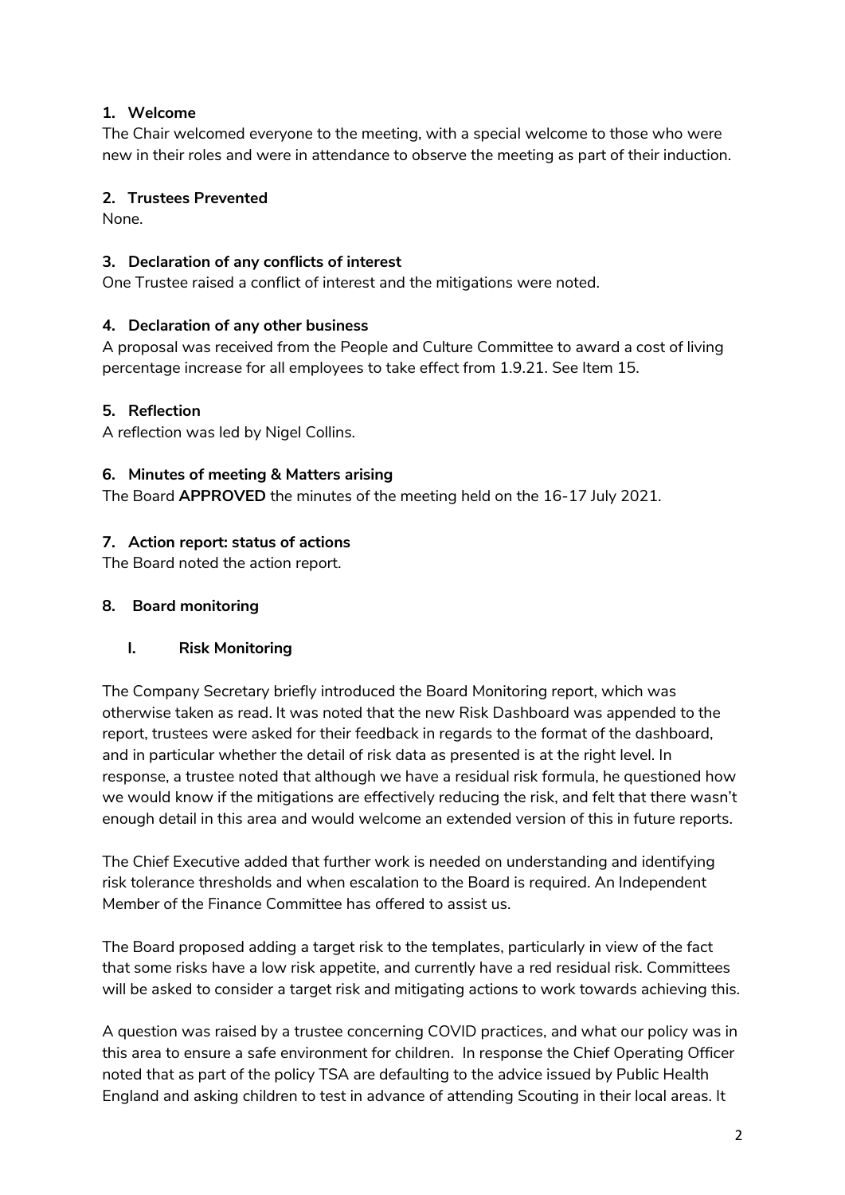## 1. Welcome

The Chair welcomed everyone to the meeting, with a special welcome to those who were new in their roles and were in attendance to observe the meeting as part of their induction.

## 2. Trustees Prevented

None.

## 3. Declaration of any conflicts of interest

One Trustee raised a conflict of interest and the mitigations were noted.

## 4. Declaration of any other business

A proposal was received from the People and Culture Committee to award a cost of living percentage increase for all employees to take effect from 1.9.21. See Item 15.

## 5. Reflection

A reflection was led by Nigel Collins.

## 6. Minutes of meeting & Matters arising

The Board **APPROVED** the minutes of the meeting held on the 16-17 July 2021.

## 7. Action report: status of actions

The Board noted the action report.

## 8. Board monitoring

### I. Risk Monitoring

The Company Secretary briefly introduced the Board Monitoring report, which was otherwise taken as read. It was noted that the new Risk Dashboard was appended to the report, trustees were asked for their feedback in regards to the format of the dashboard, and in particular whether the detail of risk data as presented is at the right level. In response, a trustee noted that although we have a residual risk formula, he questioned how we would know if the mitigations are effectively reducing the risk, and felt that there wasn't enough detail in this area and would welcome an extended version of this in future reports.

The Chief Executive added that further work is needed on understanding and identifying risk tolerance thresholds and when escalation to the Board is required. An Independent Member of the Finance Committee has offered to assist us.

The Board proposed adding a target risk to the templates, particularly in view of the fact that some risks have a low risk appetite, and currently have a red residual risk. Committees will be asked to consider a target risk and mitigating actions to work towards achieving this.

A question was raised by a trustee concerning COVID practices, and what our policy was in this area to ensure a safe environment for children. In response the Chief Operating Officer noted that as part of the policy TSA are defaulting to the advice issued by Public Health England and asking children to test in advance of attending Scouting in their local areas. It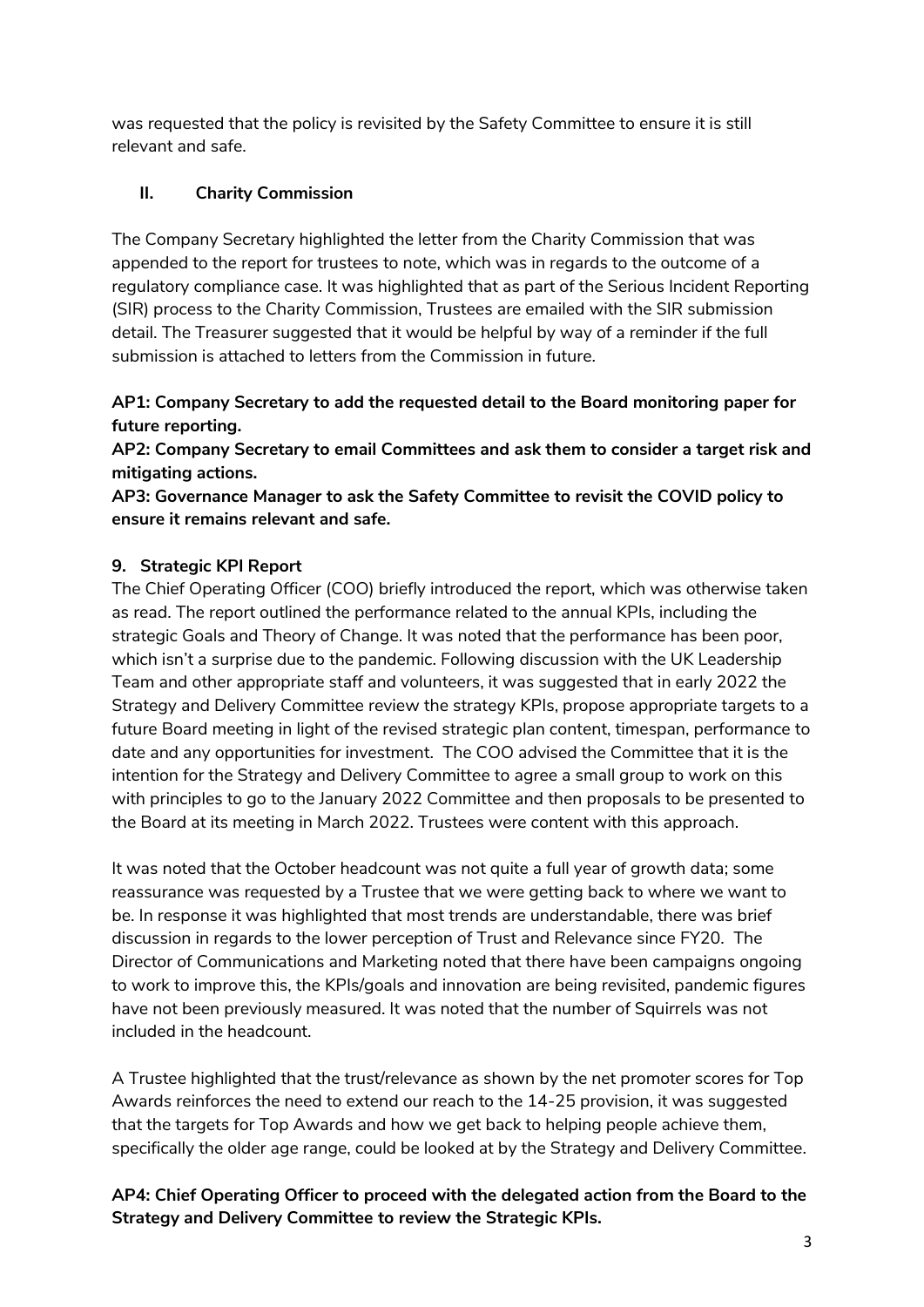was requested that the policy is revisited by the Safety Committee to ensure it is still relevant and safe.

**II. Charity Commission**

The Company Secretary highlighted the letter from the Charity Commission that was appended to the report for trustees to note, which was in regards to the outcome of a regulatory compliance case. It was highlighted that as part of the Serious Incident Reporting (SIR) process to the Charity Commission, Trustees are emailed with the SIR submission detail. The Treasurer suggested that it would be helpful by way of a reminder if the full submission is attached to letters from the Commission in future.

**AP1: Company Secretary to add the requested detail to the Board monitoring paper for future reporting.**

**AP2: Company Secretary to email Committees and ask them to consider a target risk and mitigating actions.**

**AP3: Governance Manager to ask the Safety Committee to revisit the COVID policy to ensure it remains relevant and safe.**

**9. Strategic KPI Report**

The Chief Operating Officer (COO) briefly introduced the report, which was otherwise taken as read. The report outlined the performance related to the annual KPIs, including the strategic Goals and Theory of Change. It was noted that the performance has been poor, which isn't a surprise due to the pandemic. Following discussion with the UK Leadership Team and other appropriate staff and volunteers, it was suggested that in early 2022 the Strategy and Delivery Committee review the strategy KPIs, propose appropriate targets to a future Board meeting in light of the revised strategic plan content, timespan, performance to date and any opportunities for investment. The COO advised the Committee that it is the intention for the Strategy and Delivery Committee to agree a small group to work on this with principles to go to the January 2022 Committee and then proposals to be presented to the Board at its meeting in March 2022. Trustees were content with this approach.

It was noted that the October headcount was not quite a full year of growth data; some reassurance was requested by a Trustee that we were getting back to where we want to be. In response it was highlighted that most trends are understandable, there was brief discussion in regards to the lower perception of Trust and Relevance since FY20. The Director of Communications and Marketing noted that there have been campaigns ongoing to work to improve this, the KPIs/goals and innovation are being revisited, pandemic figures have not been previously measured. It was noted that the number of Squirrels was not included in the headcount.

A Trustee highlighted that the trust/relevance as shown by the net promoter scores for Top Awards reinforces the need to extend our reach to the 14-25 provision, it was suggested that the targets for Top Awards and how we get back to helping people achieve them, specifically the older age range, could be looked at by the Strategy and Delivery Committee.

**AP4: Chief Operating Officer to proceed with the delegated action from the Board to the Strategy and Delivery Committee to review the Strategic KPIs.**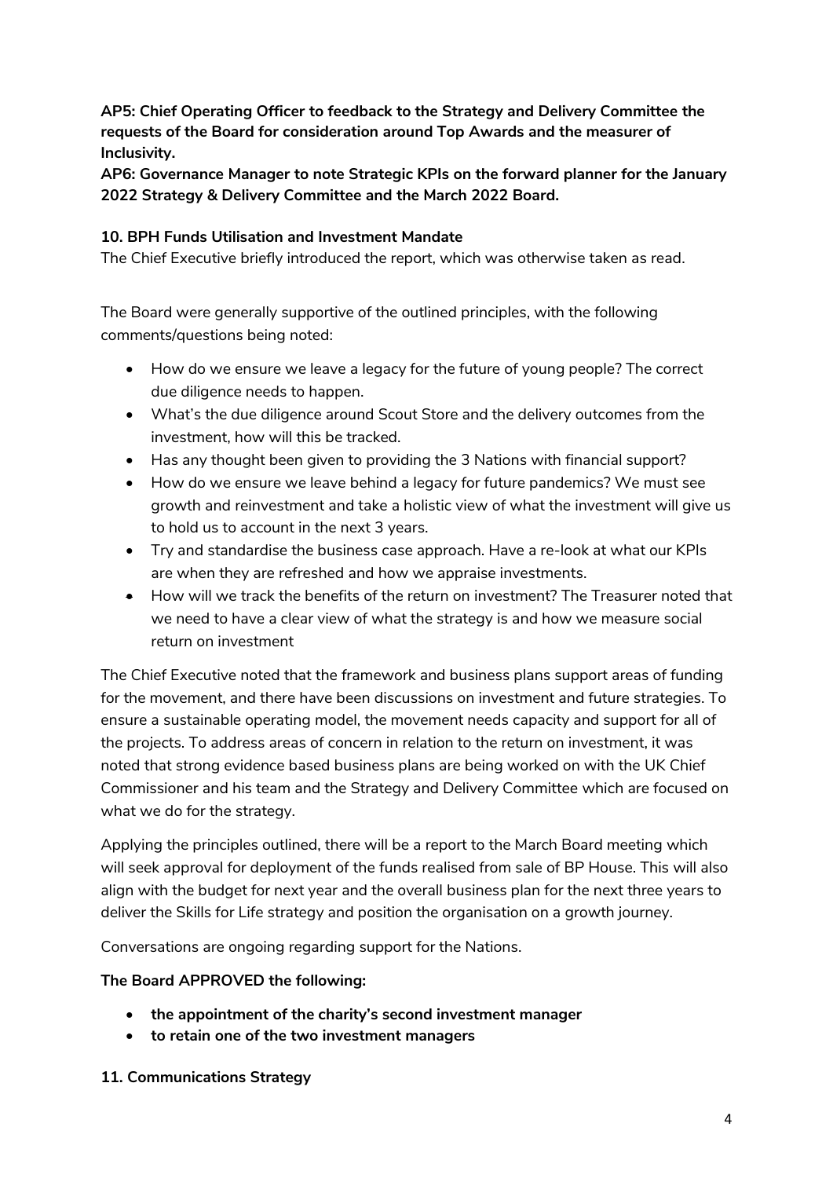**AP5: Chief Operating Officer to feedback to the Strategy and Delivery Committee the requests of the Board for consideration around Top Awards and the measurer of Inclusivity.**
**AP6: Governance Manager to note Strategic KPIs on the forward planner for the January 2022 Strategy & Delivery Committee and the March 2022 Board.**

**10. BPH Funds Utilisation and Investment Mandate**

The Chief Executive briefly introduced the report, which was otherwise taken as read.

The Board were generally supportive of the outlined principles, with the following comments/questions being noted:

- How do we ensure we leave a legacy for the future of young people? The correct due diligence needs to happen.
- What's the due diligence around Scout Store and the delivery outcomes from the investment, how will this be tracked.
- Has any thought been given to providing the 3 Nations with financial support?
- How do we ensure we leave behind a legacy for future pandemics? We must see growth and reinvestment and take a holistic view of what the investment will give us to hold us to account in the next 3 years.
- Try and standardise the business case approach. Have a re-look at what our KPIs are when they are refreshed and how we appraise investments.
- How will we track the benefits of the return on investment? The Treasurer noted that we need to have a clear view of what the strategy is and how we measure social return on investment

The Chief Executive noted that the framework and business plans support areas of funding for the movement, and there have been discussions on investment and future strategies. To ensure a sustainable operating model, the movement needs capacity and support for all of the projects. To address areas of concern in relation to the return on investment, it was noted that strong evidence based business plans are being worked on with the UK Chief Commissioner and his team and the Strategy and Delivery Committee which are focused on what we do for the strategy.

Applying the principles outlined, there will be a report to the March Board meeting which will seek approval for deployment of the funds realised from sale of BP House. This will also align with the budget for next year and the overall business plan for the next three years to deliver the Skills for Life strategy and position the organisation on a growth journey.

Conversations are ongoing regarding support for the Nations.

**The Board APPROVED the following:**

- **the appointment of the charity's second investment manager**
- **to retain one of the two investment managers**

**11. Communications Strategy**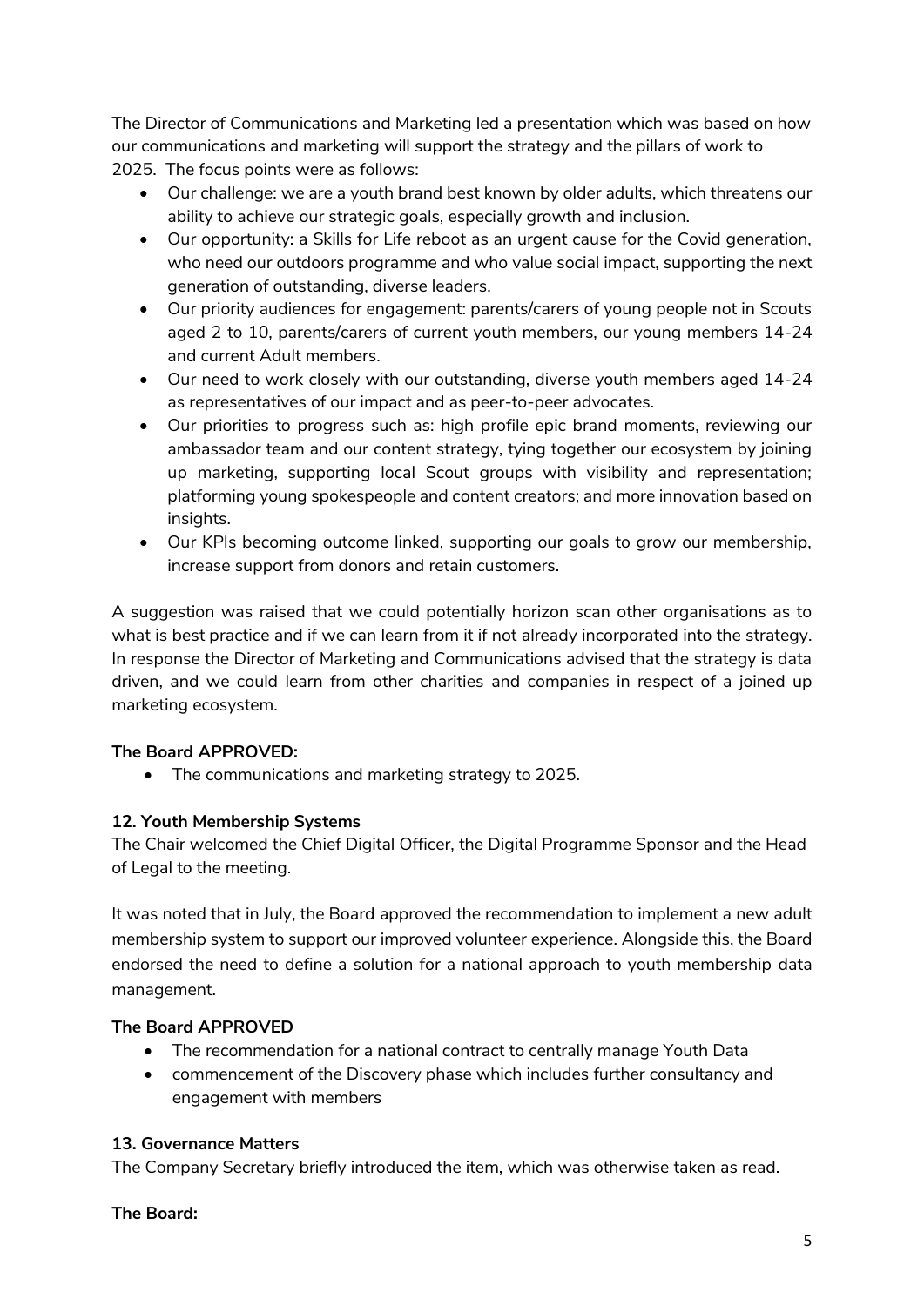The Director of Communications and Marketing led a presentation which was based on how our communications and marketing will support the strategy and the pillars of work to 2025. The focus points were as follows:

- Our challenge: we are a youth brand best known by older adults, which threatens our ability to achieve our strategic goals, especially growth and inclusion.
- Our opportunity: a Skills for Life reboot as an urgent cause for the Covid generation, who need our outdoors programme and who value social impact, supporting the next generation of outstanding, diverse leaders.
- Our priority audiences for engagement: parents/carers of young people not in Scouts aged 2 to 10, parents/carers of current youth members, our young members 14-24 and current Adult members.
- Our need to work closely with our outstanding, diverse youth members aged 14-24 as representatives of our impact and as peer-to-peer advocates.
- Our priorities to progress such as: high profile epic brand moments, reviewing our ambassador team and our content strategy, tying together our ecosystem by joining up marketing, supporting local Scout groups with visibility and representation; platforming young spokespeople and content creators; and more innovation based on insights.
- Our KPIs becoming outcome linked, supporting our goals to grow our membership, increase support from donors and retain customers.

A suggestion was raised that we could potentially horizon scan other organisations as to what is best practice and if we can learn from it if not already incorporated into the strategy. In response the Director of Marketing and Communications advised that the strategy is data driven, and we could learn from other charities and companies in respect of a joined up marketing ecosystem.

**The Board APPROVED:**

- The communications and marketing strategy to 2025.

**12. Youth Membership Systems**

The Chair welcomed the Chief Digital Officer, the Digital Programme Sponsor and the Head of Legal to the meeting.

It was noted that in July, the Board approved the recommendation to implement a new adult membership system to support our improved volunteer experience. Alongside this, the Board endorsed the need to define a solution for a national approach to youth membership data management.

**The Board APPROVED**

- The recommendation for a national contract to centrally manage Youth Data
- commencement of the Discovery phase which includes further consultancy and engagement with members

**13. Governance Matters**

The Company Secretary briefly introduced the item, which was otherwise taken as read.

**The Board:**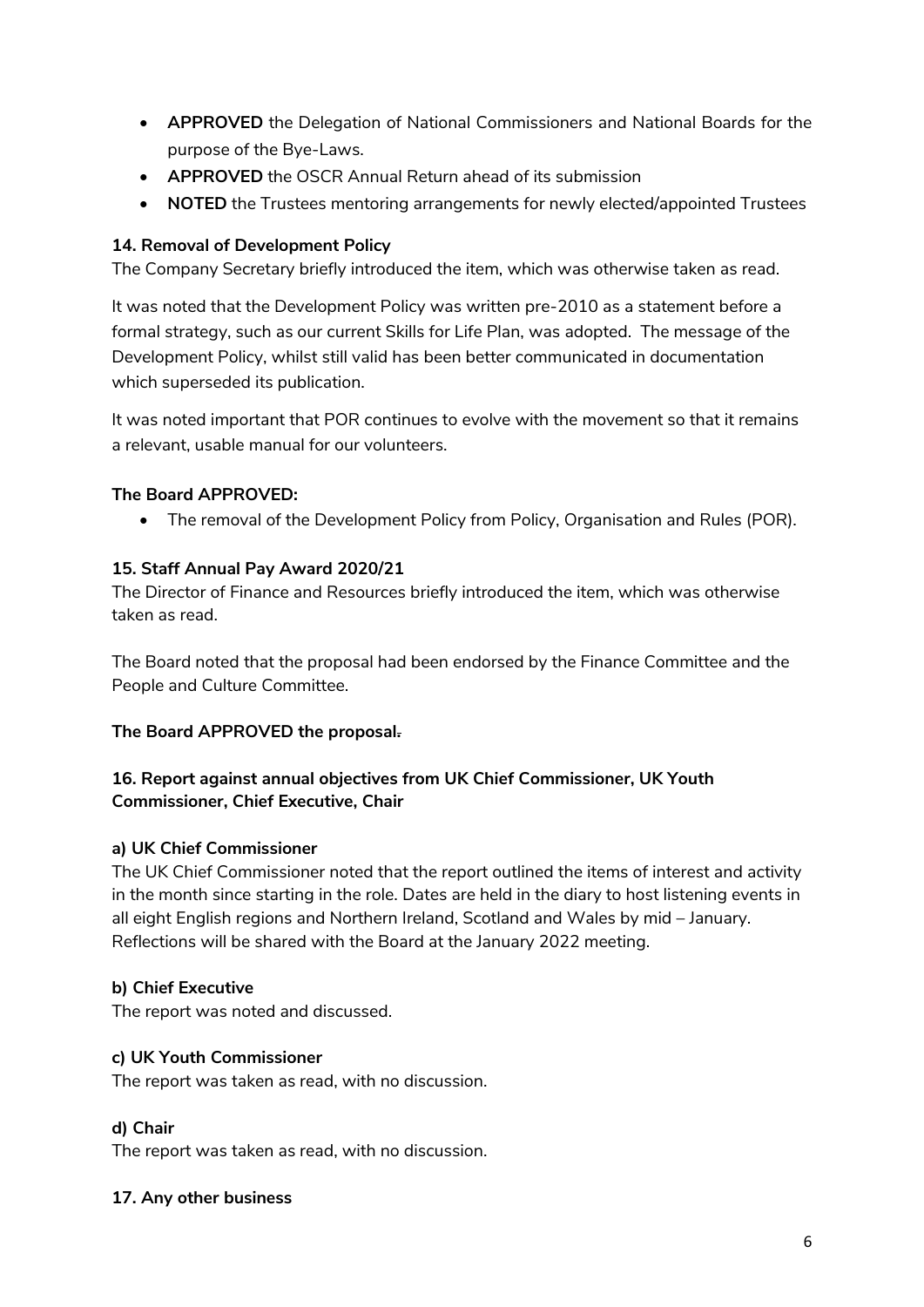- **APPROVED** the Delegation of National Commissioners and National Boards for the purpose of the Bye-Laws.
- **APPROVED** the OSCR Annual Return ahead of its submission
- **NOTED** the Trustees mentoring arrangements for newly elected/appointed Trustees

**14. Removal of Development Policy**

The Company Secretary briefly introduced the item, which was otherwise taken as read.

It was noted that the Development Policy was written pre-2010 as a statement before a formal strategy, such as our current Skills for Life Plan, was adopted. The message of the Development Policy, whilst still valid has been better communicated in documentation which superseded its publication.

It was noted important that POR continues to evolve with the movement so that it remains a relevant, usable manual for our volunteers.

**The Board APPROVED:**

- The removal of the Development Policy from Policy, Organisation and Rules (POR).

**15. Staff Annual Pay Award 2020/21**

The Director of Finance and Resources briefly introduced the item, which was otherwise taken as read.

The Board noted that the proposal had been endorsed by the Finance Committee and the People and Culture Committee.

**The Board APPROVED the proposal.**

**16. Report against annual objectives from UK Chief Commissioner, UK Youth Commissioner, Chief Executive, Chair**

**a) UK Chief Commissioner**

The UK Chief Commissioner noted that the report outlined the items of interest and activity in the month since starting in the role. Dates are held in the diary to host listening events in all eight English regions and Northern Ireland, Scotland and Wales by mid – January. Reflections will be shared with the Board at the January 2022 meeting.

**b) Chief Executive**

The report was noted and discussed.

**c) UK Youth Commissioner**

The report was taken as read, with no discussion.

**d) Chair**

The report was taken as read, with no discussion.

**17. Any other business**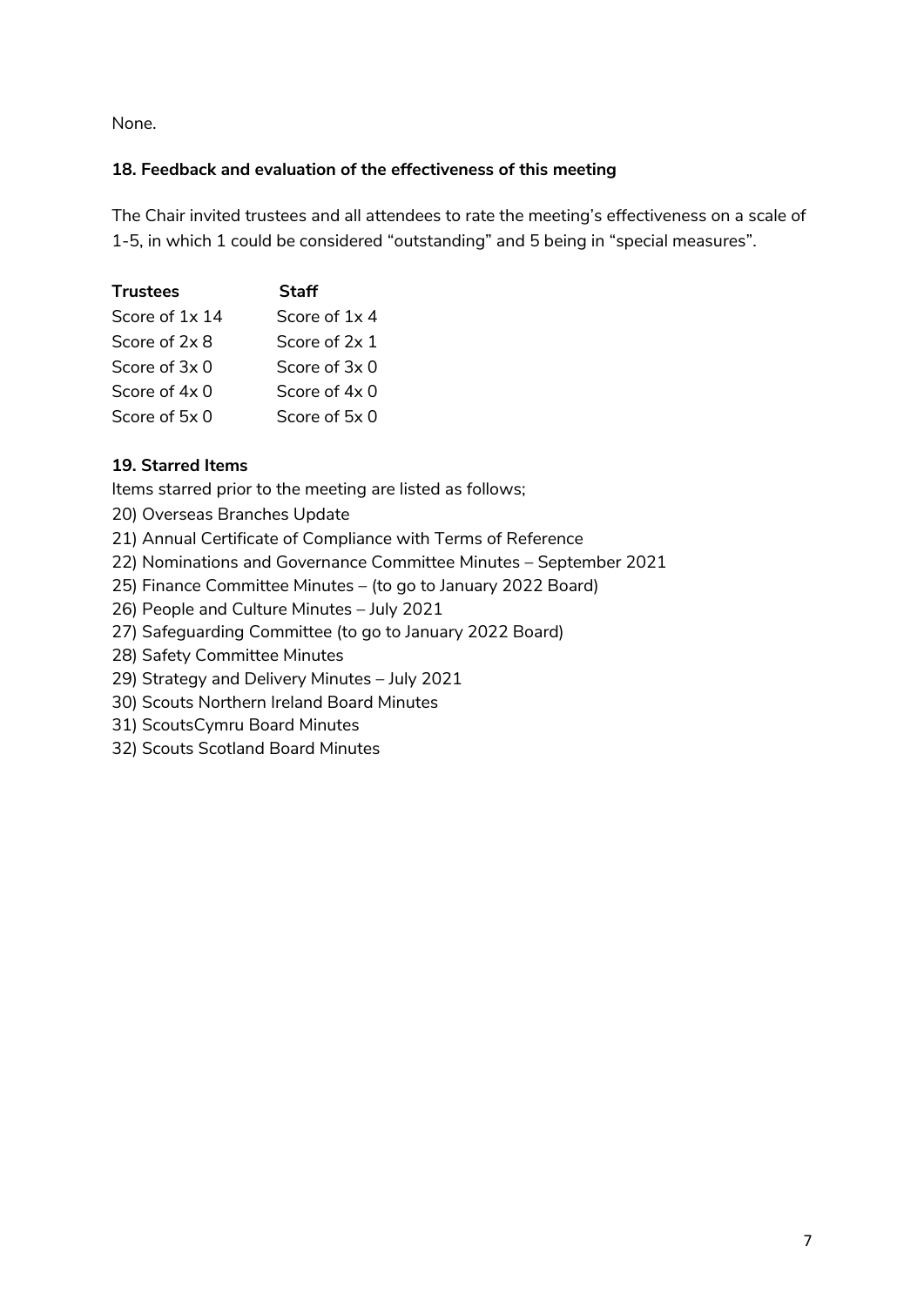None.

**18. Feedback and evaluation of the effectiveness of this meeting**

The Chair invited trustees and all attendees to rate the meeting's effectiveness on a scale of 1-5, in which 1 could be considered "outstanding" and 5 being in "special measures".

| **Trustees** | **Staff** |
|---|---|
| Score of 1x 14 | Score of 1x 4 |
| Score of 2x 8 | Score of 2x 1 |
| Score of 3x 0 | Score of 3x 0 |
| Score of 4x 0 | Score of 4x 0 |
| Score of 5x 0 | Score of 5x 0 |

**19. Starred Items**

Items starred prior to the meeting are listed as follows;

20) Overseas Branches Update
21) Annual Certificate of Compliance with Terms of Reference
22) Nominations and Governance Committee Minutes – September 2021
25) Finance Committee Minutes – (to go to January 2022 Board)
26) People and Culture Minutes – July 2021
27) Safeguarding Committee (to go to January 2022 Board)
28) Safety Committee Minutes
29) Strategy and Delivery Minutes – July 2021
30) Scouts Northern Ireland Board Minutes
31) ScoutsCymru Board Minutes
32) Scouts Scotland Board Minutes